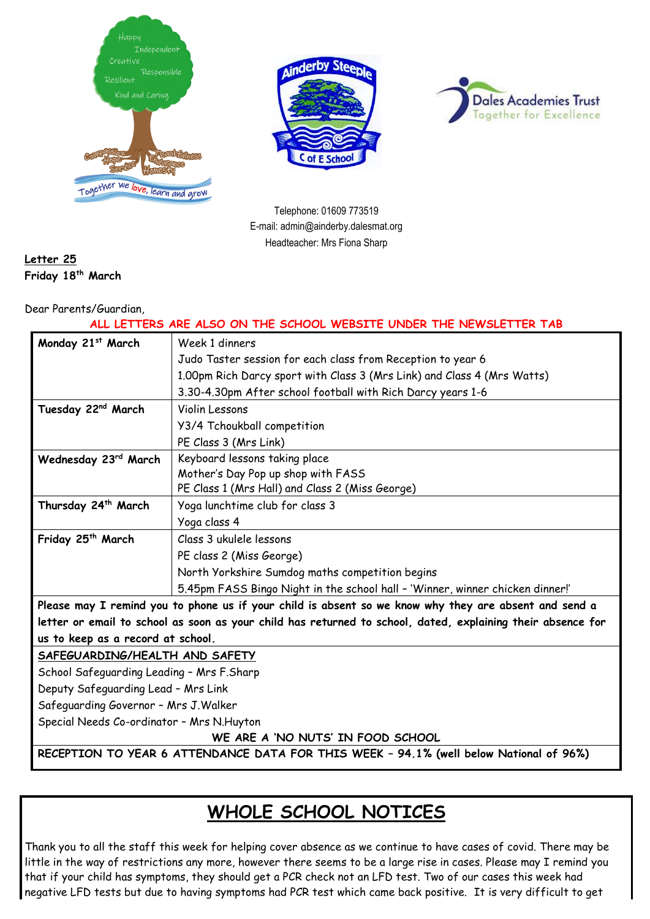Telephone: 01609 773519
E-mail: admin@ainderby.dalesmat.org
Headteacher: Mrs Fiona Sharp

**Letter 25**
**Friday 18th March**

Dear Parents/Guardian,

**ALL LETTERS ARE ALSO ON THE SCHOOL WEBSITE UNDER THE NEWSLETTER TAB**

| | |
|---|---|
| **Monday 21st March** | Week 1 dinners<br>Judo Taster session for each class from Reception to year 6<br>1.00pm Rich Darcy sport with Class 3 (Mrs Link) and Class 4 (Mrs Watts)<br>3.30-4.30pm After school football with Rich Darcy years 1-6 |
| **Tuesday 22nd March** | Violin Lessons<br>Y3/4 Tchoukball competition<br>PE Class 3 (Mrs Link) |
| **Wednesday 23rd March** | Keyboard lessons taking place<br>Mother's Day Pop up shop with FASS<br>PE Class 1 (Mrs Hall) and Class 2 (Miss George) |
| **Thursday 24th March** | Yoga lunchtime club for class 3<br>Yoga class 4 |
| **Friday 25th March** | Class 3 ukulele lessons<br>PE class 2 (Miss George)<br>North Yorkshire Sumdog maths competition begins<br>5.45pm FASS Bingo Night in the school hall – 'Winner, winner chicken dinner!' |

**Please may I remind you to phone us if your child is absent so we know why they are absent and send a letter or email to school as soon as your child has returned to school, dated, explaining their absence for us to keep as a record at school.**

**SAFEGUARDING/HEALTH AND SAFETY**

School Safeguarding Leading – Mrs F.Sharp
Deputy Safeguarding Lead – Mrs Link
Safeguarding Governor – Mrs J.Walker
Special Needs Co-ordinator – Mrs N.Huyton

**WE ARE A 'NO NUTS' IN FOOD SCHOOL**

**RECEPTION TO YEAR 6 ATTENDANCE DATA FOR THIS WEEK – 94.1% (well below National of 96%)**

## WHOLE SCHOOL NOTICES

Thank you to all the staff this week for helping cover absence as we continue to have cases of covid. There may be little in the way of restrictions any more, however there seems to be a large rise in cases. Please may I remind you that if your child has symptoms, they should get a PCR check not an LFD test. Two of our cases this week had negative LFD tests but due to having symptoms had PCR test which came back positive. It is very difficult to get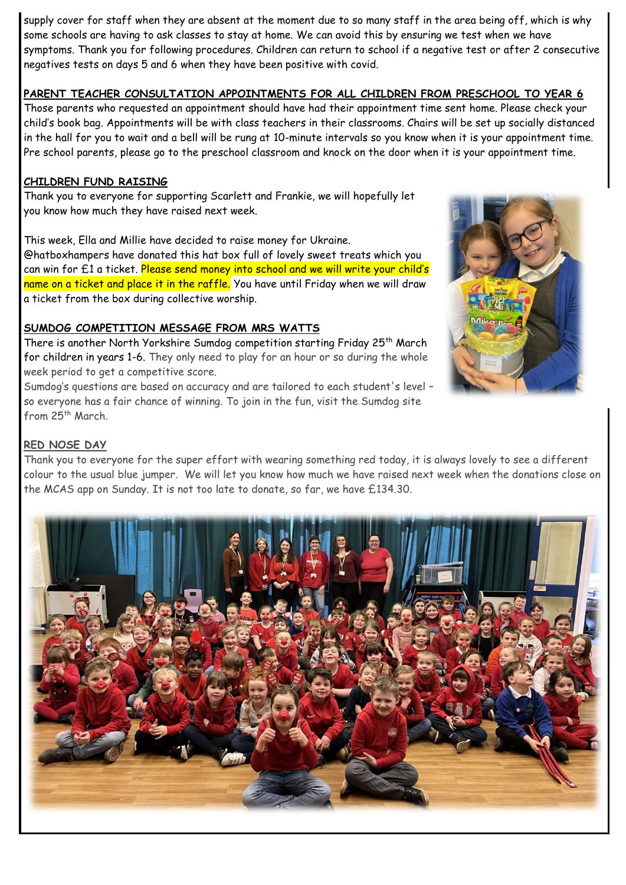supply cover for staff when they are absent at the moment due to so many staff in the area being off, which is why some schools are having to ask classes to stay at home. We can avoid this by ensuring we test when we have symptoms. Thank you for following procedures. Children can return to school if a negative test or after 2 consecutive negatives tests on days 5 and 6 when they have been positive with covid.

## PARENT TEACHER CONSULTATION APPOINTMENTS FOR ALL CHILDREN FROM PRESCHOOL TO YEAR 6

Those parents who requested an appointment should have had their appointment time sent home. Please check your child's book bag. Appointments will be with class teachers in their classrooms. Chairs will be set up socially distanced in the hall for you to wait and a bell will be rung at 10-minute intervals so you know when it is your appointment time. Pre school parents, please go to the preschool classroom and knock on the door when it is your appointment time.

## CHILDREN FUND RAISING

Thank you to everyone for supporting Scarlett and Frankie, we will hopefully let you know how much they have raised next week.

This week, Ella and Millie have decided to raise money for Ukraine. @hatboxhampers have donated this hat box full of lovely sweet treats which you can win for £1 a ticket. Please send money into school and we will write your child's name on a ticket and place it in the raffle. You have until Friday when we will draw a ticket from the box during collective worship.

## SUMDOG COMPETITION MESSAGE FROM MRS WATTS

There is another North Yorkshire Sumdog competition starting Friday 25th March for children in years 1-6. They only need to play for an hour or so during the whole week period to get a competitive score.

Sumdog's questions are based on accuracy and are tailored to each student's level – so everyone has a fair chance of winning. To join in the fun, visit the Sumdog site from 25th March.

## RED NOSE DAY

Thank you to everyone for the super effort with wearing something red today, it is always lovely to see a different colour to the usual blue jumper. We will let you know how much we have raised next week when the donations close on the MCAS app on Sunday. It is not too late to donate, so far, we have £134.30.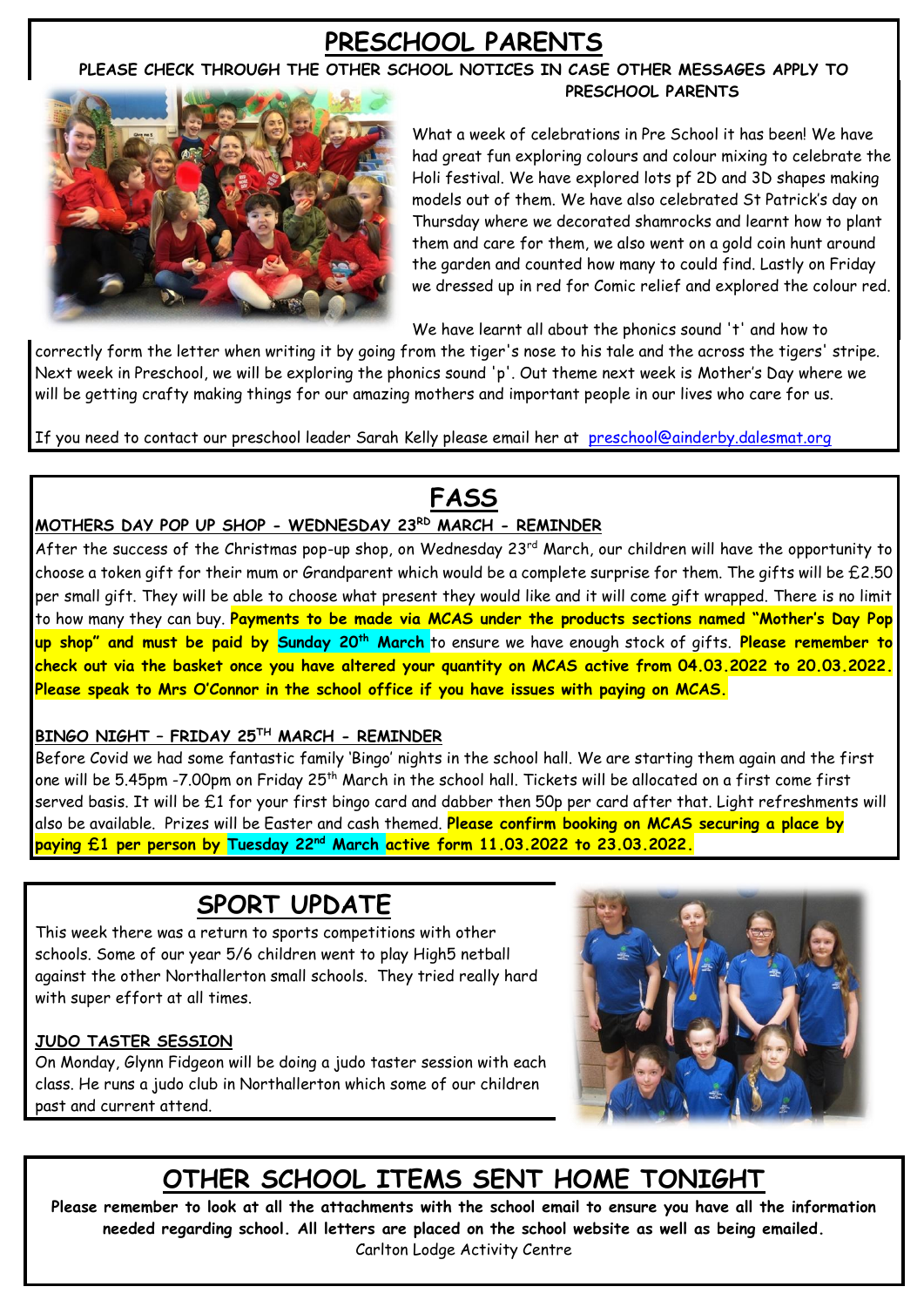# PRESCHOOL PARENTS

**PLEASE CHECK THROUGH THE OTHER SCHOOL NOTICES IN CASE OTHER MESSAGES APPLY TO PRESCHOOL PARENTS**

What a week of celebrations in Pre School it has been! We have had great fun exploring colours and colour mixing to celebrate the Holi festival. We have explored lots pf 2D and 3D shapes making models out of them. We have also celebrated St Patrick's day on Thursday where we decorated shamrocks and learnt how to plant them and care for them, we also went on a gold coin hunt around the garden and counted how many to could find. Lastly on Friday we dressed up in red for Comic relief and explored the colour red.

We have learnt all about the phonics sound 't' and how to correctly form the letter when writing it by going from the tiger's nose to his tale and the across the tigers' stripe. Next week in Preschool, we will be exploring the phonics sound 'p'. Out theme next week is Mother's Day where we will be getting crafty making things for our amazing mothers and important people in our lives who care for us.

If you need to contact our preschool leader Sarah Kelly please email her at preschool@ainderby.dalesmat.org

# FASS

## MOTHERS DAY POP UP SHOP - WEDNESDAY 23RD MARCH - REMINDER

After the success of the Christmas pop-up shop, on Wednesday 23rd March, our children will have the opportunity to choose a token gift for their mum or Grandparent which would be a complete surprise for them. The gifts will be £2.50 per small gift. They will be able to choose what present they would like and it will come gift wrapped. There is no limit to how many they can buy. **Payments to be made via MCAS under the products sections named "Mother's Day Pop up shop" and must be paid by Sunday 20th March** to ensure we have enough stock of gifts. **Please remember to check out via the basket once you have altered your quantity on MCAS active from 04.03.2022 to 20.03.2022. Please speak to Mrs O'Connor in the school office if you have issues with paying on MCAS.**

## BINGO NIGHT – FRIDAY 25TH MARCH - REMINDER

Before Covid we had some fantastic family 'Bingo' nights in the school hall. We are starting them again and the first one will be 5.45pm -7.00pm on Friday 25th March in the school hall. Tickets will be allocated on a first come first served basis. It will be £1 for your first bingo card and dabber then 50p per card after that. Light refreshments will also be available. Prizes will be Easter and cash themed. **Please confirm booking on MCAS securing a place by paying £1 per person by Tuesday 22nd March active form 11.03.2022 to 23.03.2022.**

# SPORT UPDATE

This week there was a return to sports competitions with other schools. Some of our year 5/6 children went to play High5 netball against the other Northallerton small schools. They tried really hard with super effort at all times.

## JUDO TASTER SESSION

On Monday, Glynn Fidgeon will be doing a judo taster session with each class. He runs a judo club in Northallerton which some of our children past and current attend.

# OTHER SCHOOL ITEMS SENT HOME TONIGHT

**Please remember to look at all the attachments with the school email to ensure you have all the information needed regarding school. All letters are placed on the school website as well as being emailed.**

Carlton Lodge Activity Centre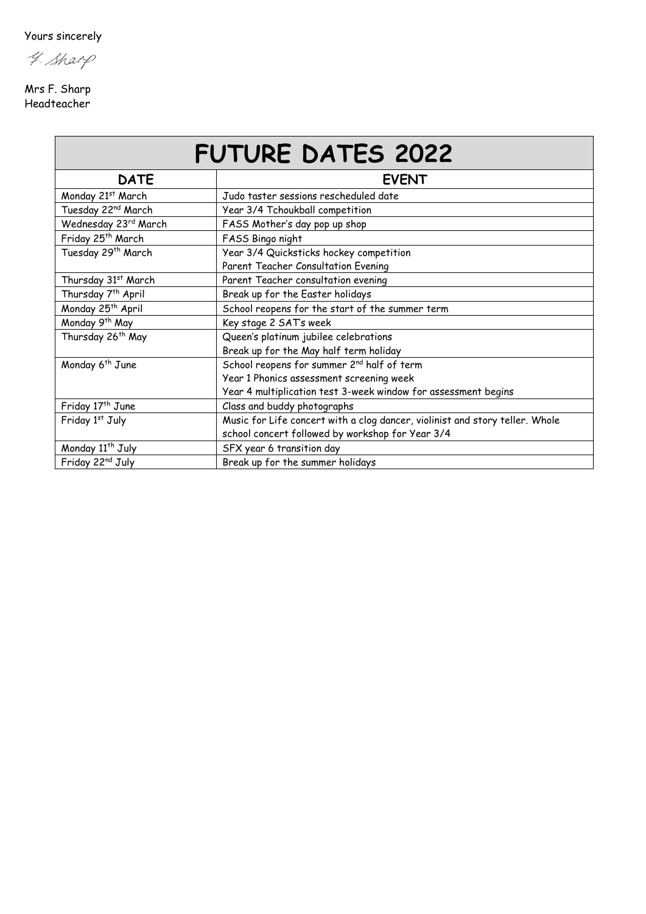Yours sincerely

F. Sharp

Mrs F. Sharp
Headteacher

# FUTURE DATES 2022

| DATE | EVENT |
| --- | --- |
| Monday 21st March | Judo taster sessions rescheduled date |
| Tuesday 22nd March | Year 3/4 Tchoukball competition |
| Wednesday 23rd March | FASS Mother's day pop up shop |
| Friday 25th March | FASS Bingo night |
| Tuesday 29th March | Year 3/4 Quicksticks hockey competition<br>Parent Teacher Consultation Evening |
| Thursday 31st March | Parent Teacher consultation evening |
| Thursday 7th April | Break up for the Easter holidays |
| Monday 25th April | School reopens for the start of the summer term |
| Monday 9th May | Key stage 2 SAT's week |
| Thursday 26th May | Queen's platinum jubilee celebrations<br>Break up for the May half term holiday |
| Monday 6th June | School reopens for summer 2nd half of term<br>Year 1 Phonics assessment screening week<br>Year 4 multiplication test 3-week window for assessment begins |
| Friday 17th June | Class and buddy photographs |
| Friday 1st July | Music for Life concert with a clog dancer, violinist and story teller. Whole school concert followed by workshop for Year 3/4 |
| Monday 11th July | SFX year 6 transition day |
| Friday 22nd July | Break up for the summer holidays |